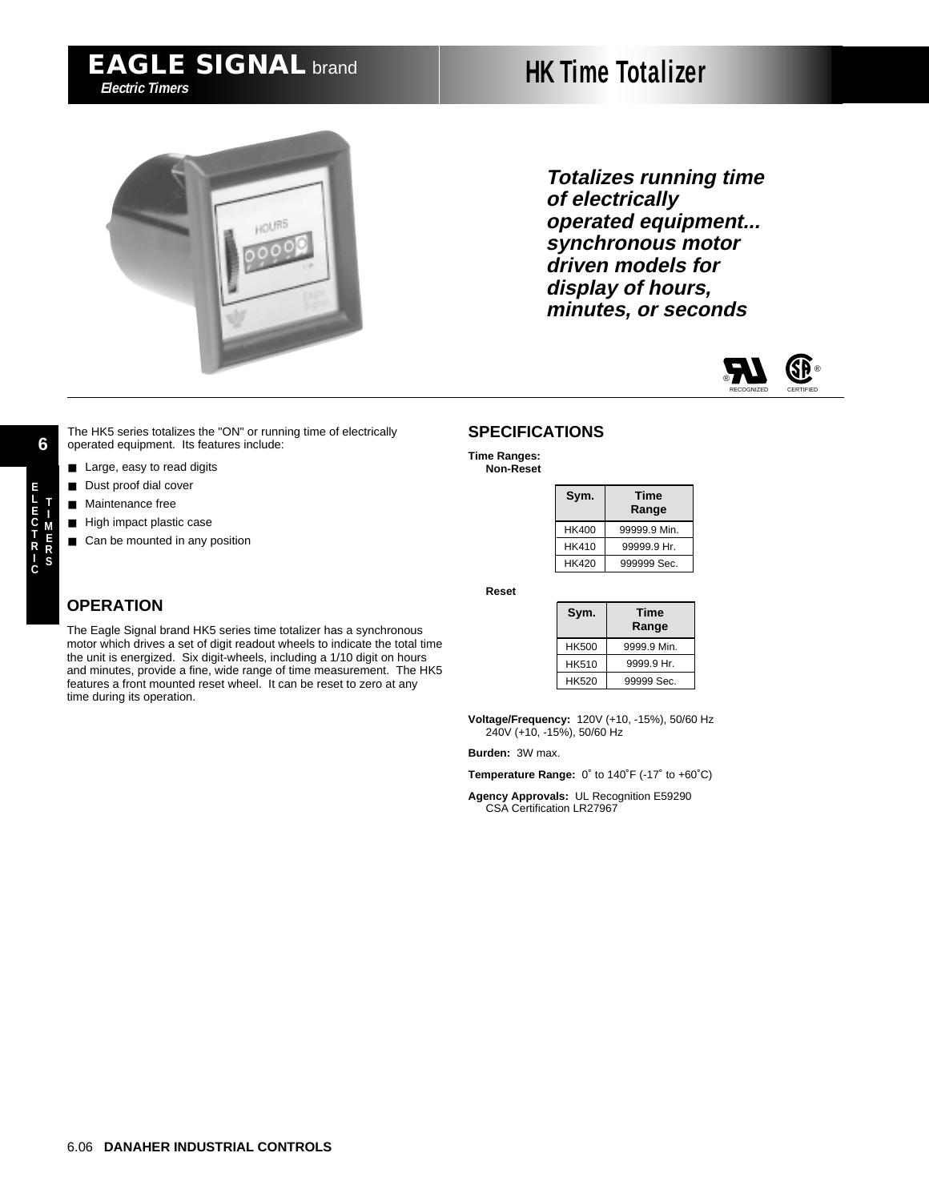# EAGLE SIGNAL brand

***Electric Timers***

# HK Time Totalizer

***Totalizes running time of electrically operated equipment... synchronous motor driven models for display of hours, minutes, or seconds***

The HK5 series totalizes the "ON" or running time of electrically operated equipment. Its features include:

- Large, easy to read digits
- Dust proof dial cover
- Maintenance free
- High impact plastic case
- Can be mounted in any position

## OPERATION

The Eagle Signal brand HK5 series time totalizer has a synchronous motor which drives a set of digit readout wheels to indicate the total time the unit is energized. Six digit-wheels, including a 1/10 digit on hours and minutes, provide a fine, wide range of time measurement. The HK5 features a front mounted reset wheel. It can be reset to zero at any time during its operation.

## SPECIFICATIONS

**Time Ranges:**

**Non-Reset**

| Sym. | Time Range |
|---|---|
| HK400 | 99999.9 Min. |
| HK410 | 99999.9 Hr. |
| HK420 | 999999 Sec. |

**Reset**

| Sym. | Time Range |
|---|---|
| HK500 | 9999.9 Min. |
| HK510 | 9999.9 Hr. |
| HK520 | 99999 Sec. |

**Voltage/Frequency:** 120V (+10, -15%), 50/60 Hz
240V (+10, -15%), 50/60 Hz

**Burden:** 3W max.

**Temperature Range:** 0˚ to 140˚F (-17˚ to +60˚C)

**Agency Approvals:** UL Recognition E59290
CSA Certification LR27967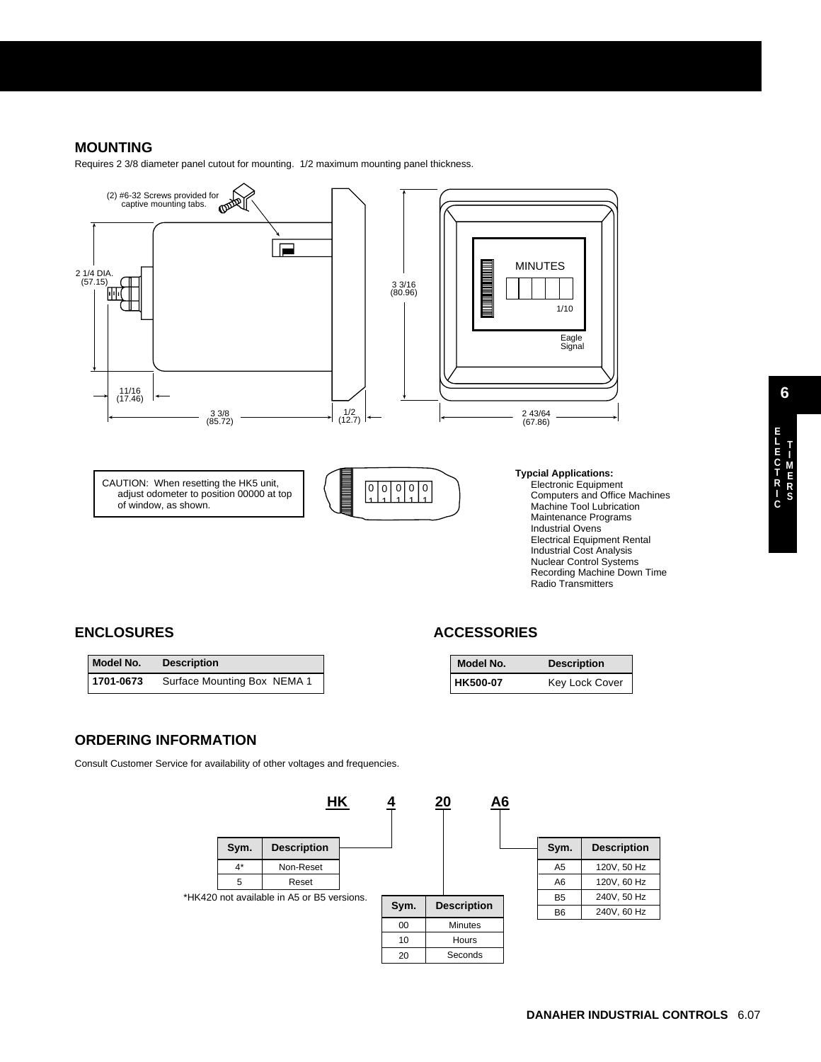## MOUNTING

Requires 2 3/8 diameter panel cutout for mounting. 1/2 maximum mounting panel thickness.

(2) #6-32 Screws provided for captive mounting tabs.

2 1/4 DIA. (57.15)

3 3/16 (80.96)

11/16 (17.46)

3 3/8 (85.72)

1/2 (12.7)

2 43/64 (67.86)

MINUTES

1/10

Eagle Signal

CAUTION: When resetting the HK5 unit, adjust odometer to position 00000 at top of window, as shown.

**Typcial Applications:**

- Electronic Equipment
- Computers and Office Machines
- Machine Tool Lubrication
- Maintenance Programs
- Industrial Ovens
- Electrical Equipment Rental
- Industrial Cost Analysis
- Nuclear Control Systems
- Recording Machine Down Time
- Radio Transmitters

## ENCLOSURES

| Model No. | Description |
|---|---|
| **1701-0673** | Surface Mounting Box NEMA 1 |

## ACCESSORIES

| Model No. | Description |
|---|---|
| **HK500-07** | Key Lock Cover |

## ORDERING INFORMATION

Consult Customer Service for availability of other voltages and frequencies.

**HK 4 20 A6**

| Sym. | Description |
|---|---|
| 4* | Non-Reset |
| 5 | Reset |

*HK420 not available in A5 or B5 versions.

| Sym. | Description |
|---|---|
| 00 | Minutes |
| 10 | Hours |
| 20 | Seconds |

| Sym. | Description |
|---|---|
| A5 | 120V, 50 Hz |
| A6 | 120V, 60 Hz |
| B5 | 240V, 50 Hz |
| B6 | 240V, 60 Hz |